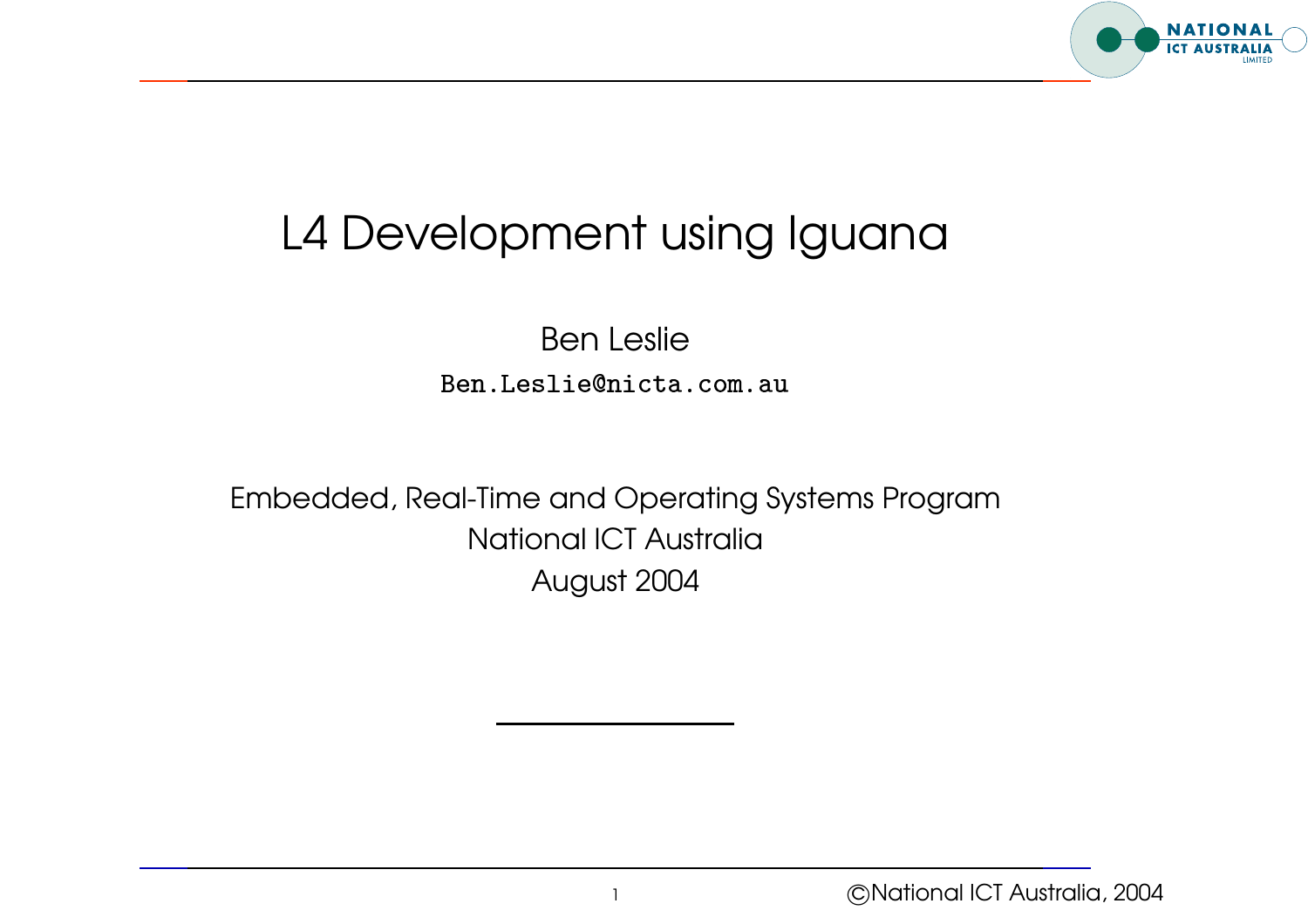# L4 Development using Iguana

Ben Leslie

Ben.Leslie@nicta.com.au

Embedded, Real-Time and Operating Systems Program
National ICT Australia
August 2004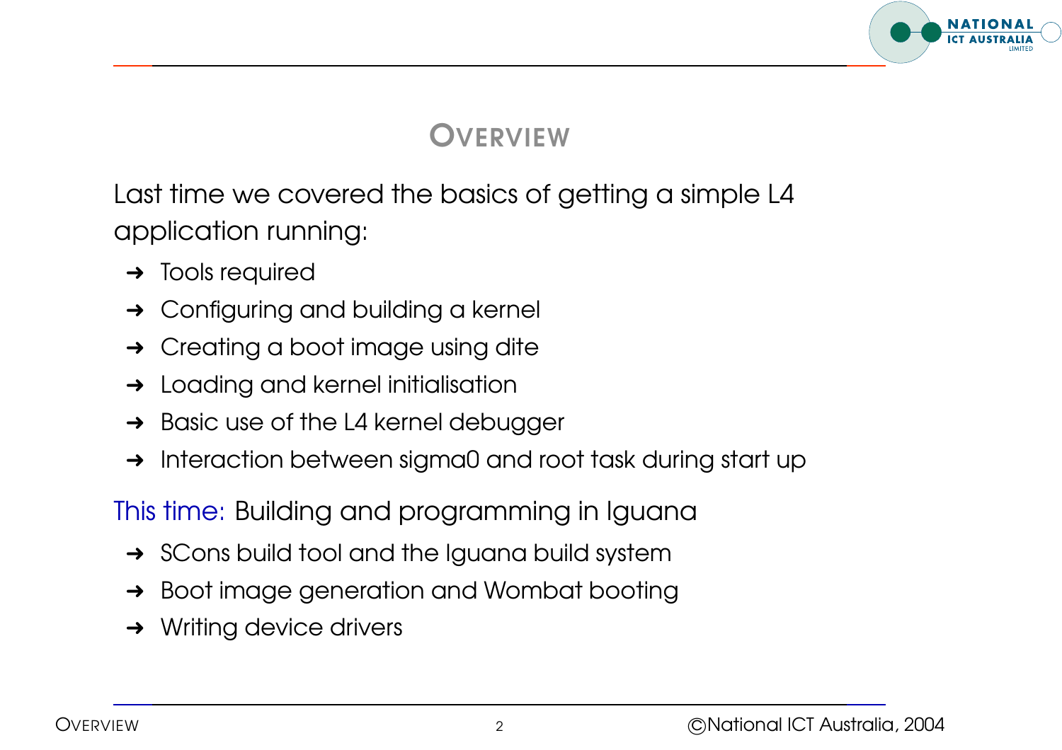# Overview

Last time we covered the basics of getting a simple L4 application running:

- Tools required
- Configuring and building a kernel
- Creating a boot image using dite
- Loading and kernel initialisation
- Basic use of the L4 kernel debugger
- Interaction between sigma0 and root task during start up

This time: Building and programming in Iguana

- SCons build tool and the Iguana build system
- Boot image generation and Wombat booting
- Writing device drivers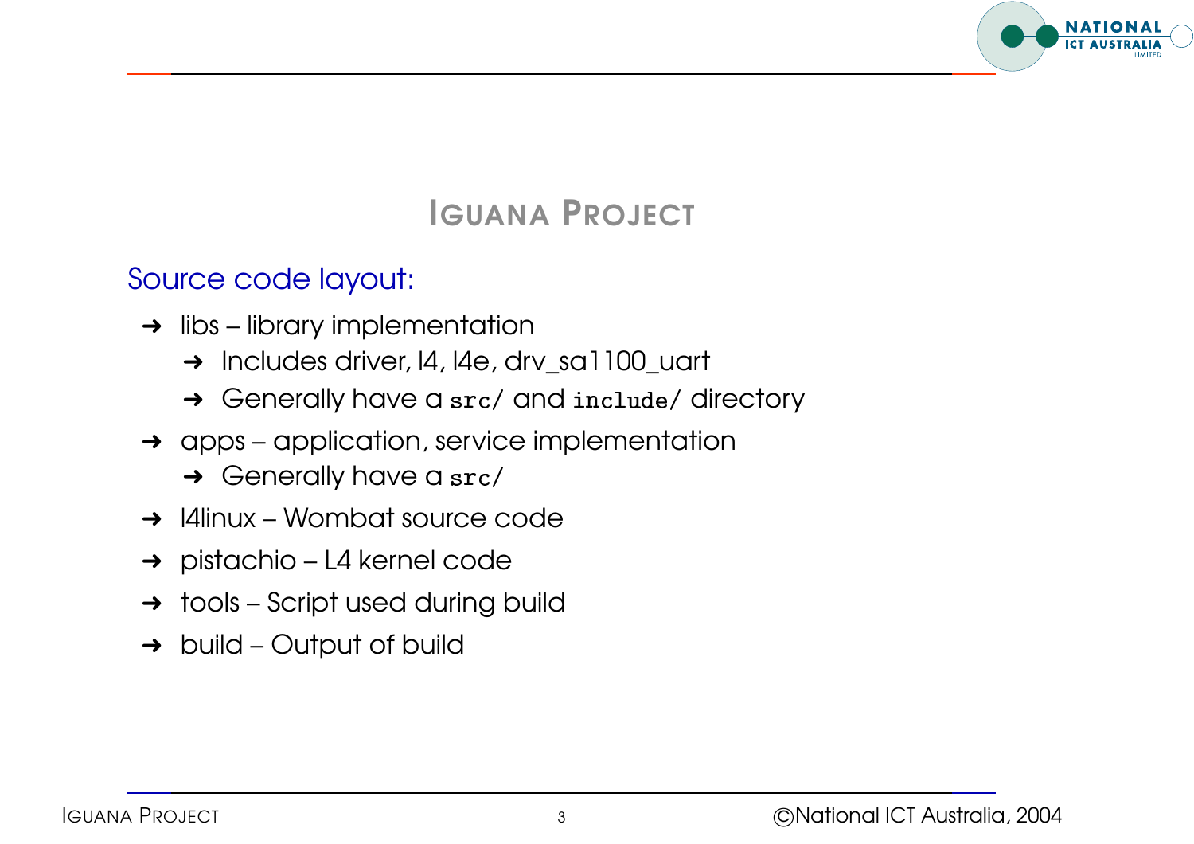# IGUANA PROJECT

## Source code layout:

- libs – library implementation
  - Includes driver, l4, l4e, drv_sa1100_uart
  - Generally have a `src/` and `include/` directory
- apps – application, service implementation
  - Generally have a `src/`
- l4linux – Wombat source code
- pistachio – L4 kernel code
- tools – Script used during build
- build – Output of build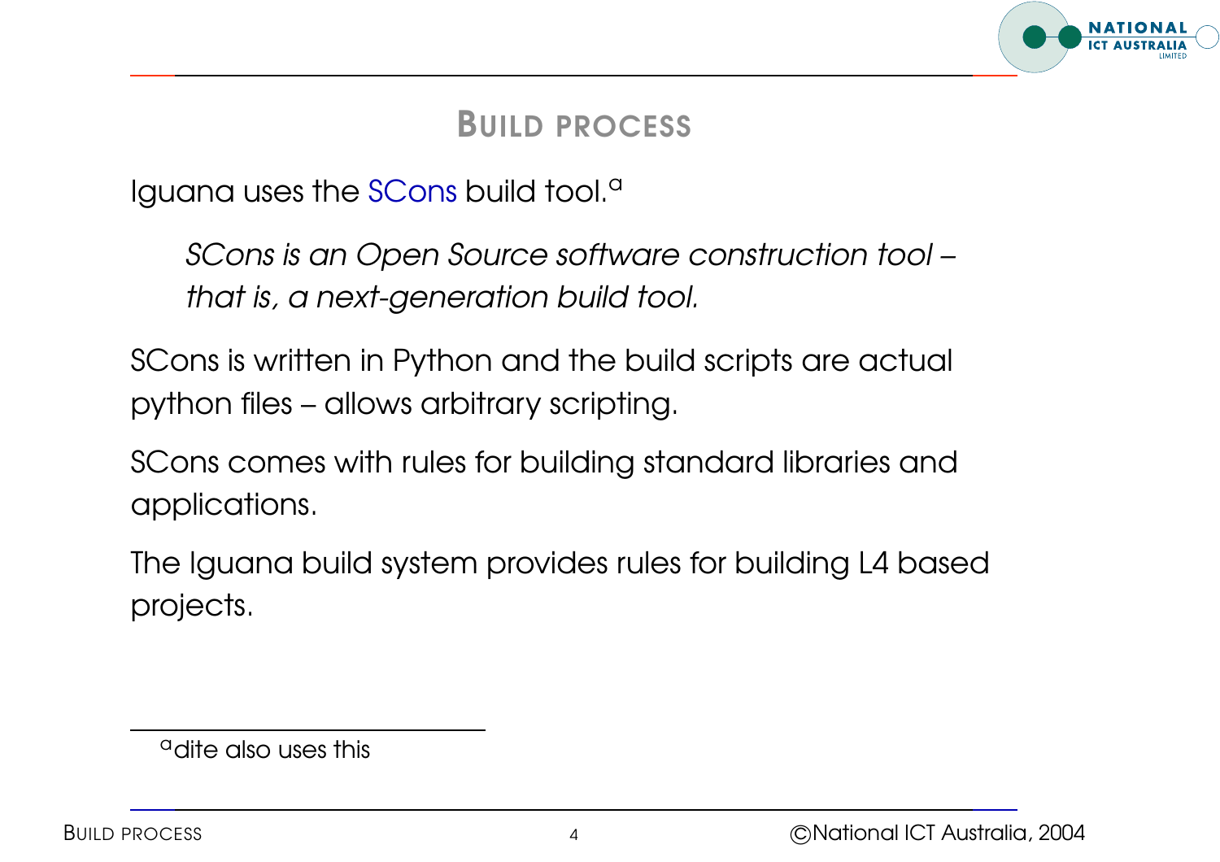## BUILD PROCESS

Iguana uses the SCons build tool.[a]

> *SCons is an Open Source software construction tool – that is, a next-generation build tool.*

SCons is written in Python and the build scripts are actual python files – allows arbitrary scripting.

SCons comes with rules for building standard libraries and applications.

The Iguana build system provides rules for building L4 based projects.

---

[a] dite also uses this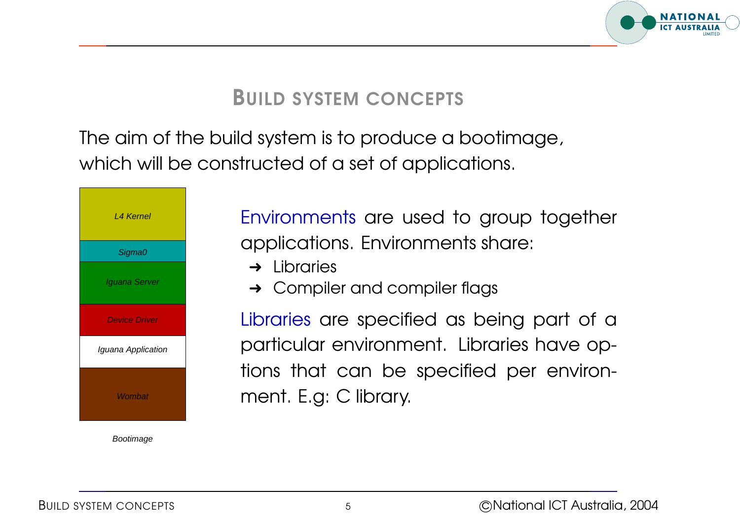# Build System Concepts

The aim of the build system is to produce a bootimage, which will be constructed of a set of applications.

| *L4 Kernel* |
|---|
| *Sigma0* |
| *Iguana Server* |
| *Device Driver* |
| *Iguana Application* |
| *Wombat* |

*Bootimage*

Environments are used to group together applications. Environments share:

- Libraries
- Compiler and compiler flags

Libraries are specified as being part of a particular environment. Libraries have options that can be specified per environment. E.g: C library.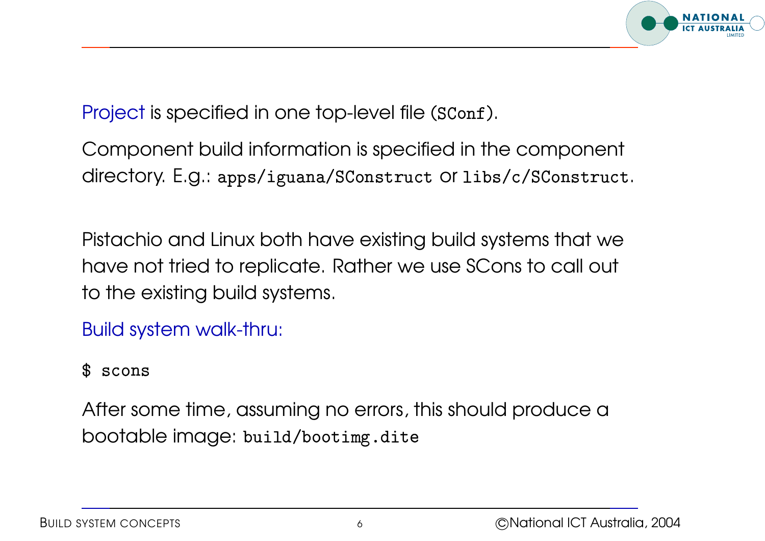Project is specified in one top-level file (`SConf`).

Component build information is specified in the component directory. E.g.: `apps/iguana/SConstruct` or `libs/c/SConstruct`.

Pistachio and Linux both have existing build systems that we have not tried to replicate. Rather we use SCons to call out to the existing build systems.

Build system walk-thru:

```
$ scons
```

After some time, assuming no errors, this should produce a bootable image: `build/bootimg.dite`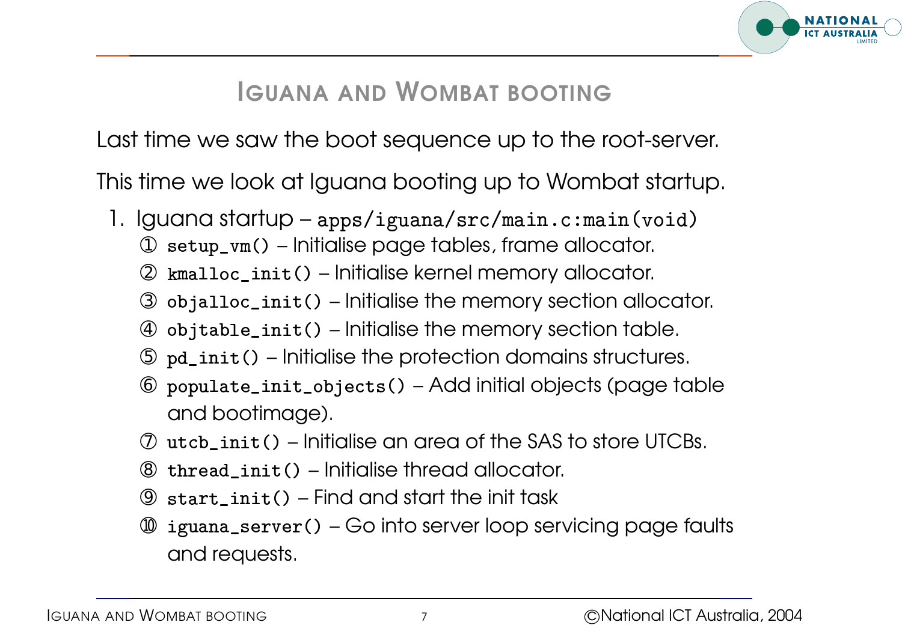# Iguana and Wombat booting

Last time we saw the boot sequence up to the root-server.

This time we look at Iguana booting up to Wombat startup.

1. Iguana startup – `apps/iguana/src/main.c:main(void)`
   ① `setup_vm()` – Initialise page tables, frame allocator.
   ② `kmalloc_init()` – Initialise kernel memory allocator.
   ③ `objalloc_init()` – Initialise the memory section allocator.
   ④ `objtable_init()` – Initialise the memory section table.
   ⑤ `pd_init()` – Initialise the protection domains structures.
   ⑥ `populate_init_objects()` – Add initial objects (page table and bootimage).
   ⑦ `utcb_init()` – Initialise an area of the SAS to store UTCBs.
   ⑧ `thread_init()` – Initialise thread allocator.
   ⑨ `start_init()` – Find and start the init task
   ⑩ `iguana_server()` – Go into server loop servicing page faults and requests.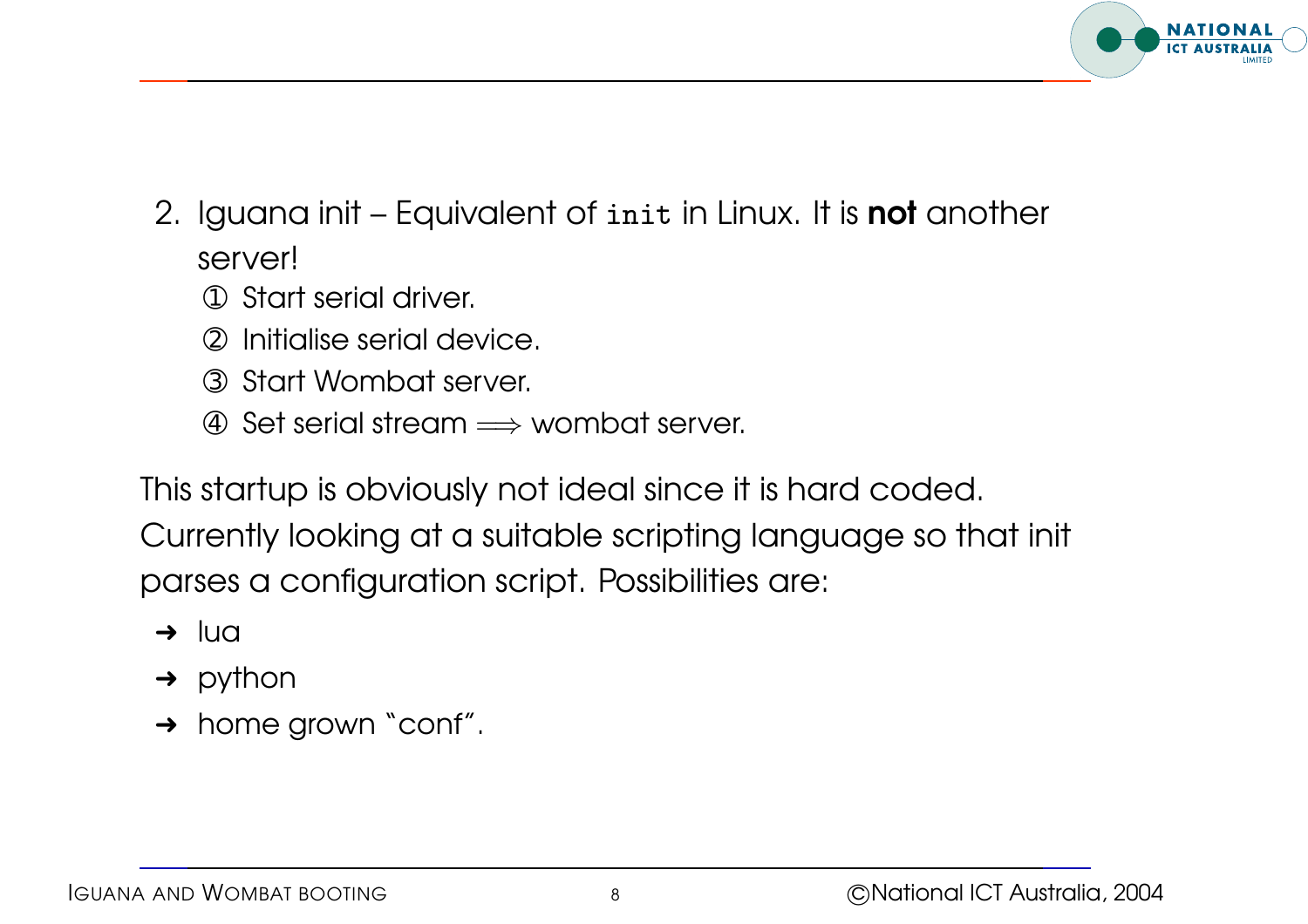2. Iguana init – Equivalent of `init` in Linux. It is **not** another server!

   ① Start serial driver.

   ② Initialise serial device.

   ③ Start Wombat server.

   ④ Set serial stream $\Longrightarrow$ wombat server.

This startup is obviously not ideal since it is hard coded. Currently looking at a suitable scripting language so that init parses a configuration script. Possibilities are:

- ➜ lua
- ➜ python
- ➜ home grown "conf".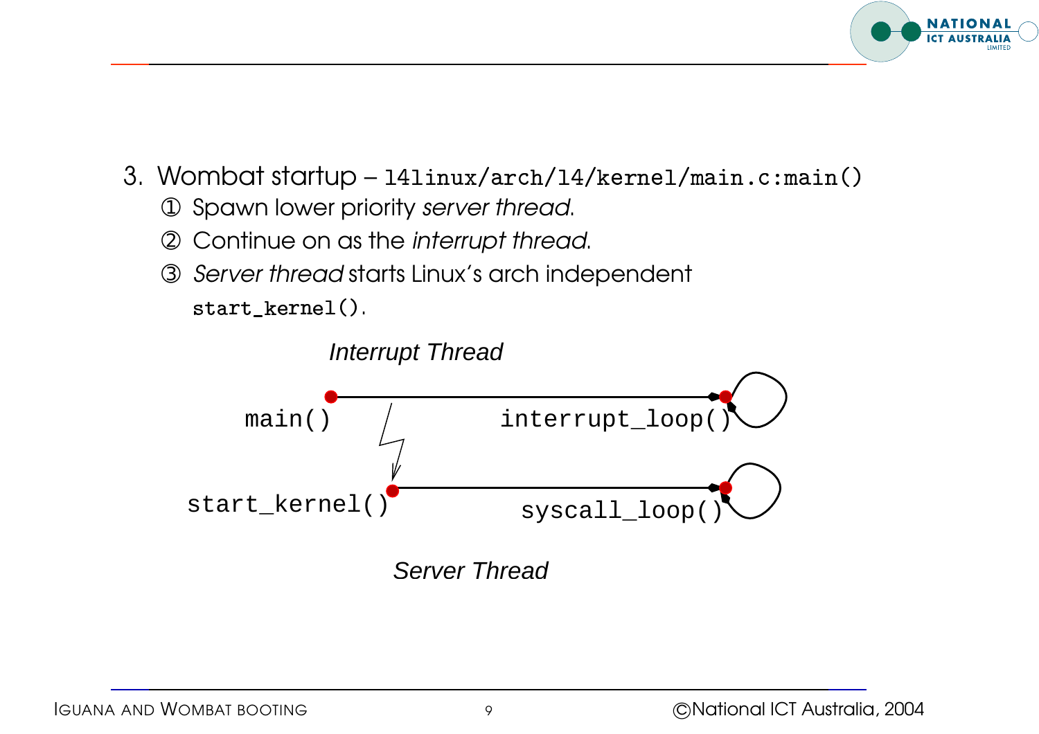3. Wombat startup – `l4linux/arch/l4/kernel/main.c:main()`

   ① Spawn lower priority *server thread*.

   ② Continue on as the *interrupt thread*.

   ③ *Server thread* starts Linux's arch independent `start_kernel()`.

*Interrupt Thread*

main() interrupt_loop()

start_kernel() syscall_loop()

*Server Thread*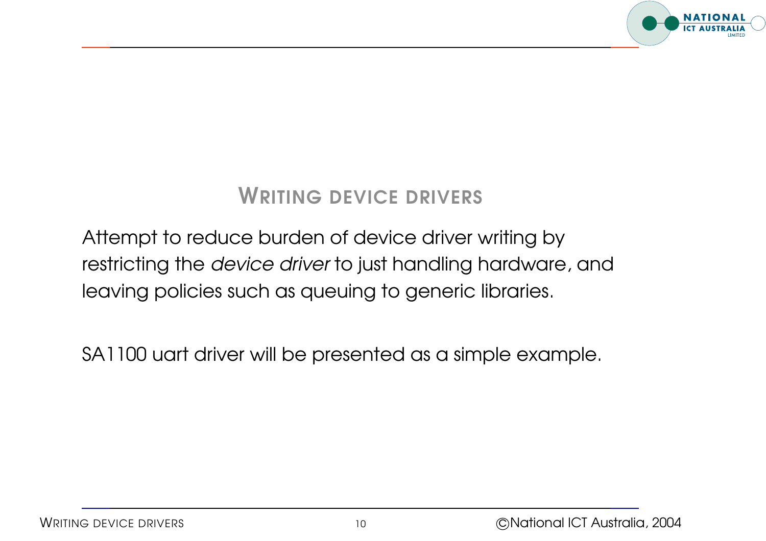## Writing device drivers

Attempt to reduce burden of device driver writing by restricting the *device driver* to just handling hardware, and leaving policies such as queuing to generic libraries.

SA1100 uart driver will be presented as a simple example.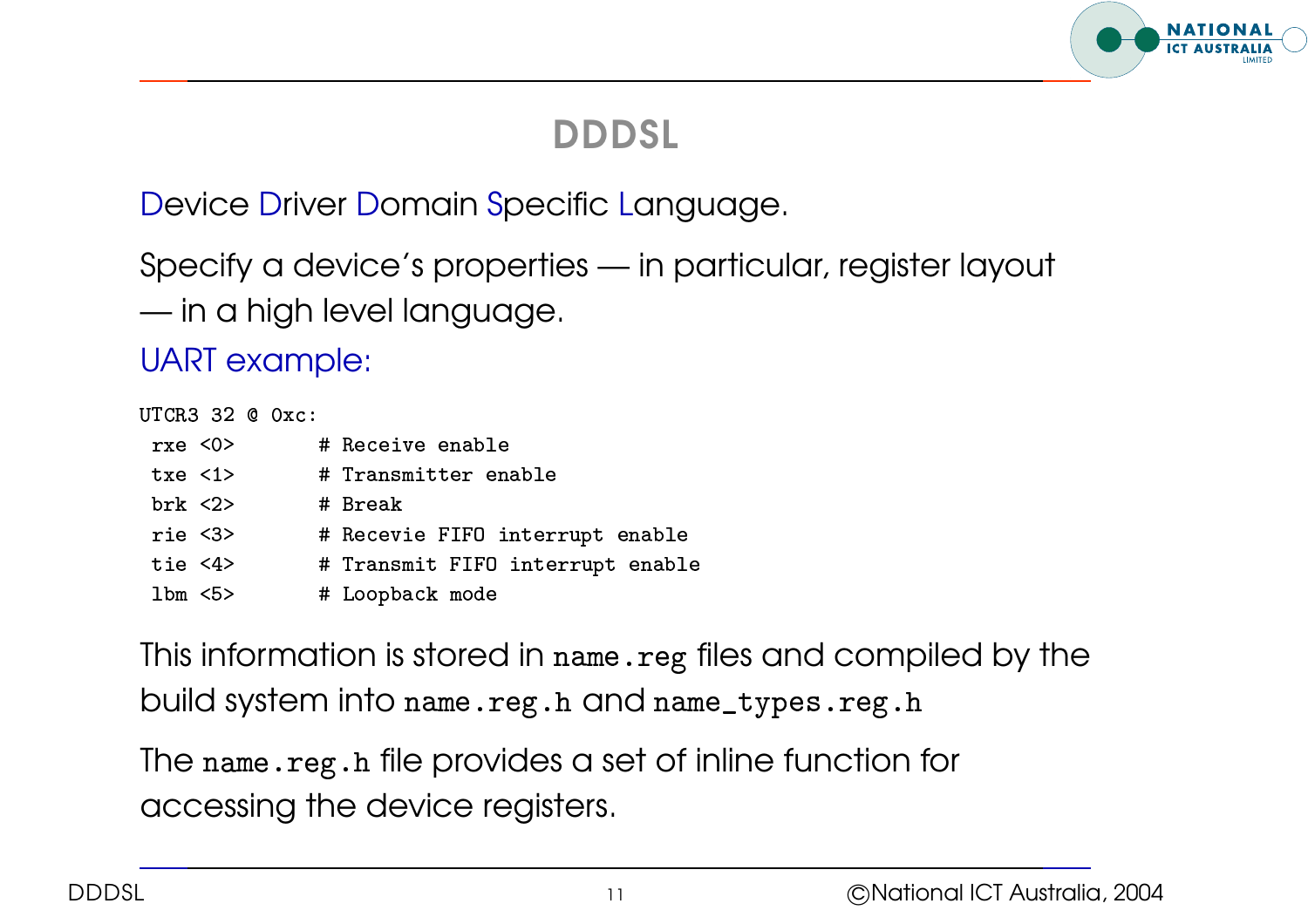# DDDSL

Device Driver Domain Specific Language.

Specify a device's properties — in particular, register layout — in a high level language.

UART example:

```
UTCR3 32 @ 0xc:
 rxe <0>       # Receive enable
 txe <1>       # Transmitter enable
 brk <2>       # Break
 rie <3>       # Recevie FIFO interrupt enable
 tie <4>       # Transmit FIFO interrupt enable
 lbm <5>       # Loopback mode
```

This information is stored in `name.reg` files and compiled by the build system into `name.reg.h` and `name_types.reg.h`

The `name.reg.h` file provides a set of inline function for accessing the device registers.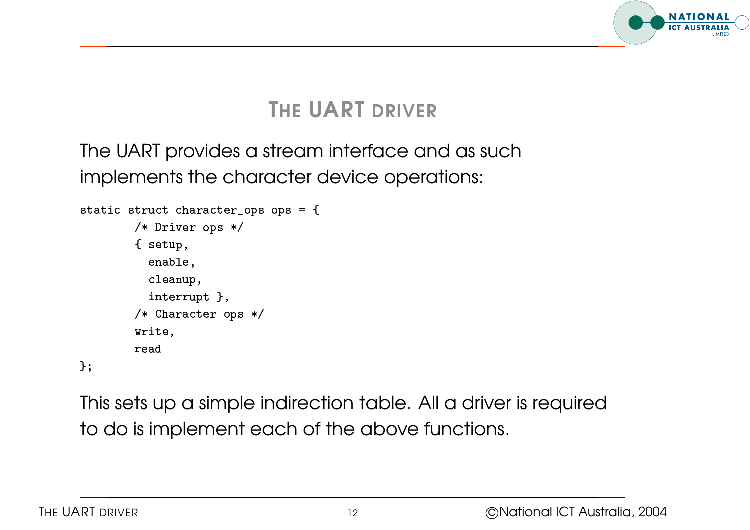# The UART driver

The UART provides a stream interface and as such implements the character device operations:

```
static struct character_ops ops = {
        /* Driver ops */
        { setup,
          enable,
          cleanup,
          interrupt },
        /* Character ops */
        write,
        read
};
```

This sets up a simple indirection table. All a driver is required to do is implement each of the above functions.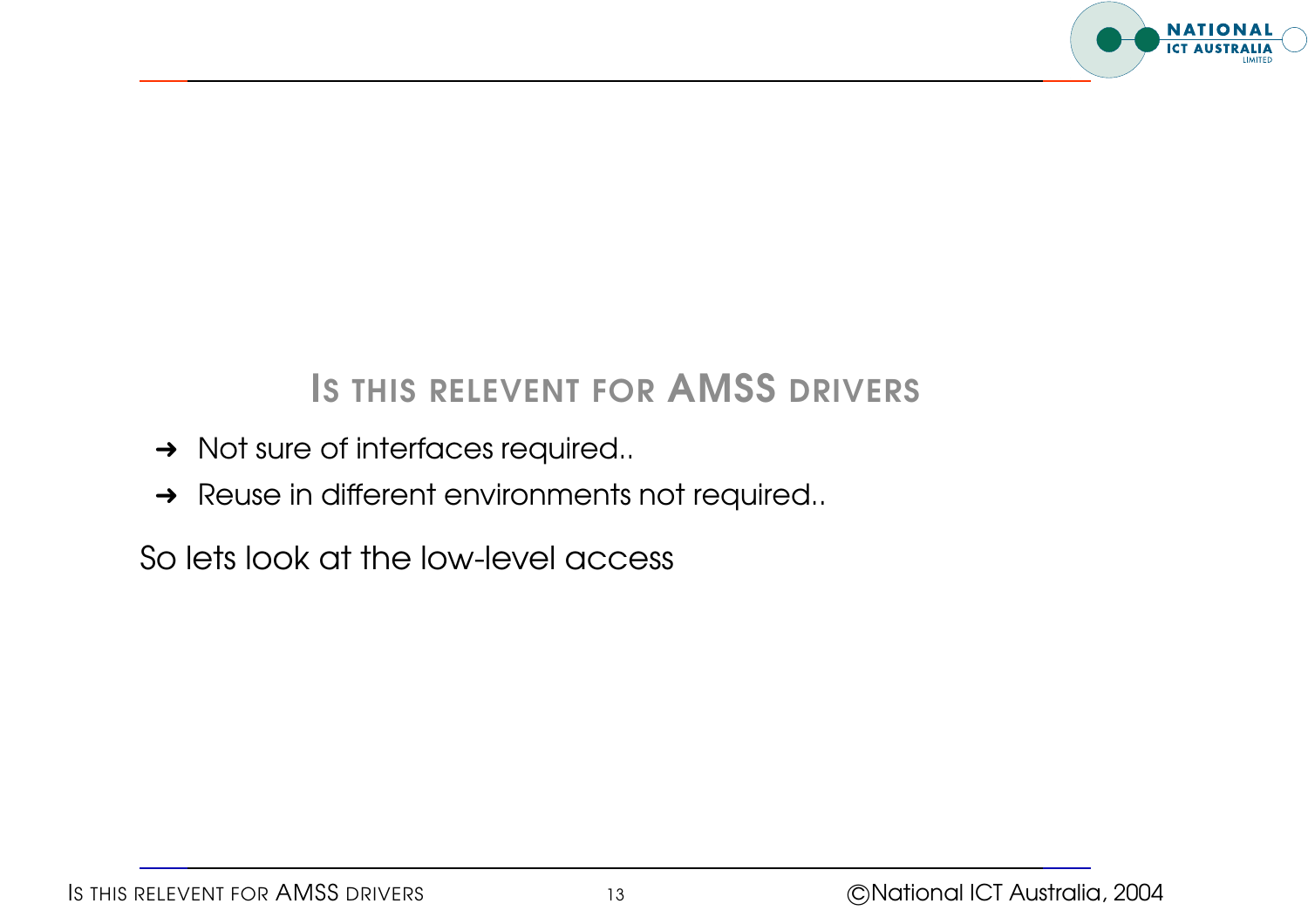## Is this relevent for AMSS drivers

- Not sure of interfaces required..
- Reuse in different environments not required..

So lets look at the low-level access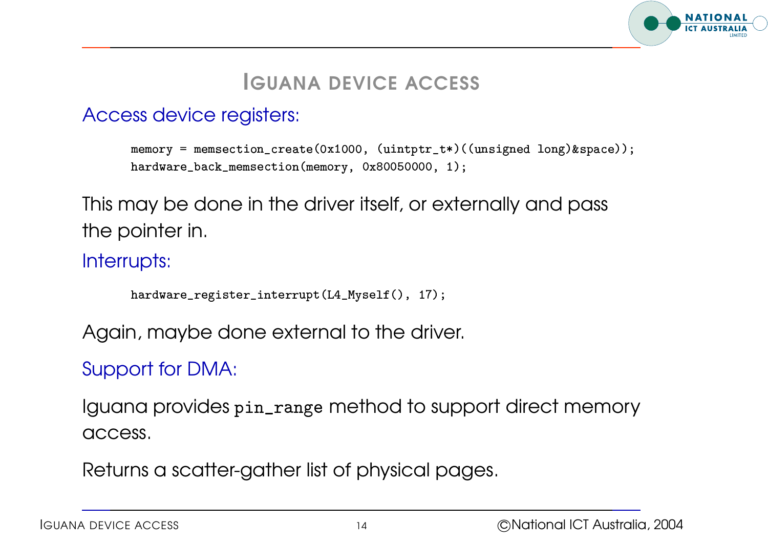# Iguana device access

## Access device registers:

```
memory = memsection_create(0x1000, (uintptr_t*)((unsigned long)&space));
hardware_back_memsection(memory, 0x80050000, 1);
```

This may be done in the driver itself, or externally and pass the pointer in.

## Interrupts:

```
hardware_register_interrupt(L4_Myself(), 17);
```

Again, maybe done external to the driver.

## Support for DMA:

Iguana provides `pin_range` method to support direct memory access.

Returns a scatter-gather list of physical pages.